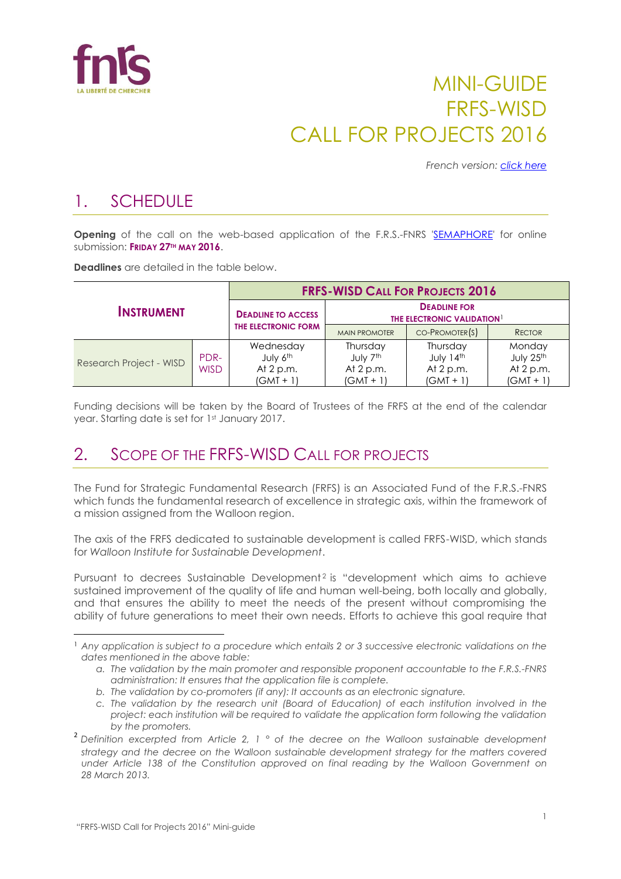# MINI-GUIDE FRFS-WISD CALL FOR PROJECTS 2016

*French version: [click here]()*

## 1. SCHEDULE

**Opening** of the call on the web-based application of the F.R.S.-FNRS '[SEMAPHORE]()' for online submission: **FRIDAY 27TH MAY 2016**.

**Deadlines** are detailed in the table below.

| **INSTRUMENT** | | **FRFS-WISD CALL FOR PROJECTS 2016** | | | |
|---|---|---|---|---|---|
| | | **DEADLINE TO ACCESS THE ELECTRONIC FORM** | **DEADLINE FOR THE ELECTRONIC VALIDATION**[1] | | |
| | | | MAIN PROMOTER | CO-PROMOTER(S) | RECTOR |
| Research Project - WISD | PDR-WISD | Wednesday July 6th At 2 p.m. (GMT + 1) | Thursday July 7th At 2 p.m. (GMT + 1) | Thursday July 14th At 2 p.m. (GMT + 1) | Monday July 25th At 2 p.m. (GMT + 1) |

Funding decisions will be taken by the Board of Trustees of the FRFS at the end of the calendar year. Starting date is set for 1st January 2017.

## 2. SCOPE OF THE FRFS-WISD CALL FOR PROJECTS

The Fund for Strategic Fundamental Research (FRFS) is an Associated Fund of the F.R.S.-FNRS which funds the fundamental research of excellence in strategic axis, within the framework of a mission assigned from the Walloon region.

The axis of the FRFS dedicated to sustainable development is called FRFS-WISD, which stands for *Walloon Institute for Sustainable Development*.

Pursuant to decrees Sustainable Development[2] is "development which aims to achieve sustained improvement of the quality of life and human well-being, both locally and globally, and that ensures the ability to meet the needs of the present without compromising the ability of future generations to meet their own needs. Efforts to achieve this goal require that

---

[1] *Any application is subject to a procedure which entails 2 or 3 successive electronic validations on the dates mentioned in the above table:*

*a. The validation by the main promoter and responsible proponent accountable to the F.R.S.-FNRS administration: It ensures that the application file is complete.*

*b. The validation by co-promoters (if any): It accounts as an electronic signature.*

*c. The validation by the research unit (Board of Education) of each institution involved in the project: each institution will be required to validate the application form following the validation by the promoters.*

[2] *Definition excerpted from Article 2, 1 ° of the decree on the Walloon sustainable development strategy and the decree on the Walloon sustainable development strategy for the matters covered under Article 138 of the Constitution approved on final reading by the Walloon Government on 28 March 2013.*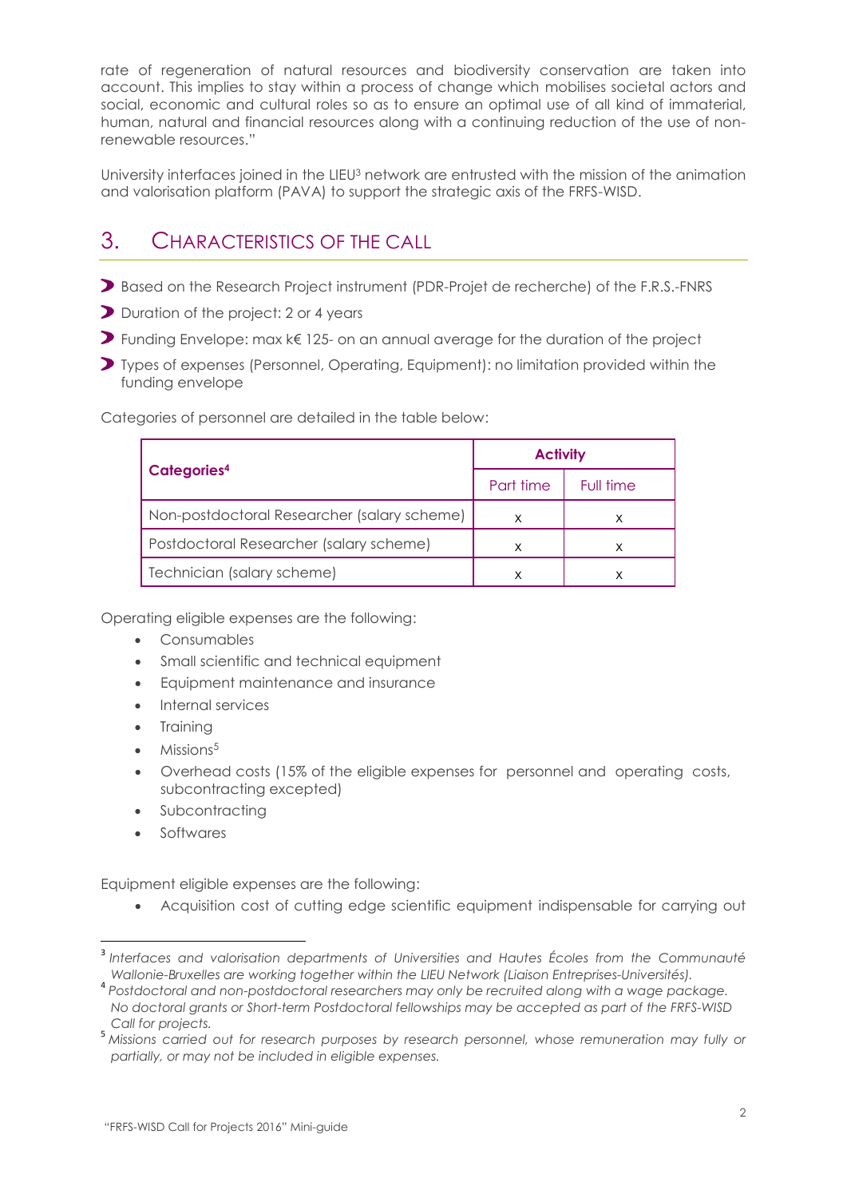rate of regeneration of natural resources and biodiversity conservation are taken into account. This implies to stay within a process of change which mobilises societal actors and social, economic and cultural roles so as to ensure an optimal use of all kind of immaterial, human, natural and financial resources along with a continuing reduction of the use of non-renewable resources."

University interfaces joined in the LIEU[3] network are entrusted with the mission of the animation and valorisation platform (PAVA) to support the strategic axis of the FRFS-WISD.

## 3. CHARACTERISTICS OF THE CALL

- Based on the Research Project instrument (PDR-Projet de recherche) of the F.R.S.-FNRS
- Duration of the project: 2 or 4 years
- Funding Envelope: max k€ 125- on an annual average for the duration of the project
- Types of expenses (Personnel, Operating, Equipment): no limitation provided within the funding envelope

Categories of personnel are detailed in the table below:

| Categories[4] | Activity | |
|---|---|---|
| | Part time | Full time |
| Non-postdoctoral Researcher (salary scheme) | x | x |
| Postdoctoral Researcher (salary scheme) | x | x |
| Technician (salary scheme) | x | x |

Operating eligible expenses are the following:

- Consumables
- Small scientific and technical equipment
- Equipment maintenance and insurance
- Internal services
- Training
- Missions[5]
- Overhead costs (15% of the eligible expenses for personnel and operating costs, subcontracting excepted)
- Subcontracting
- Softwares

Equipment eligible expenses are the following:

- Acquisition cost of cutting edge scientific equipment indispensable for carrying out

[3] *Interfaces and valorisation departments of Universities and Hautes Écoles from the Communauté Wallonie-Bruxelles are working together within the LIEU Network (Liaison Entreprises-Universités).*

[4] *Postdoctoral and non-postdoctoral researchers may only be recruited along with a wage package. No doctoral grants or Short-term Postdoctoral fellowships may be accepted as part of the FRFS-WISD Call for projects.*

[5] *Missions carried out for research purposes by research personnel, whose remuneration may fully or partially, or may not be included in eligible expenses.*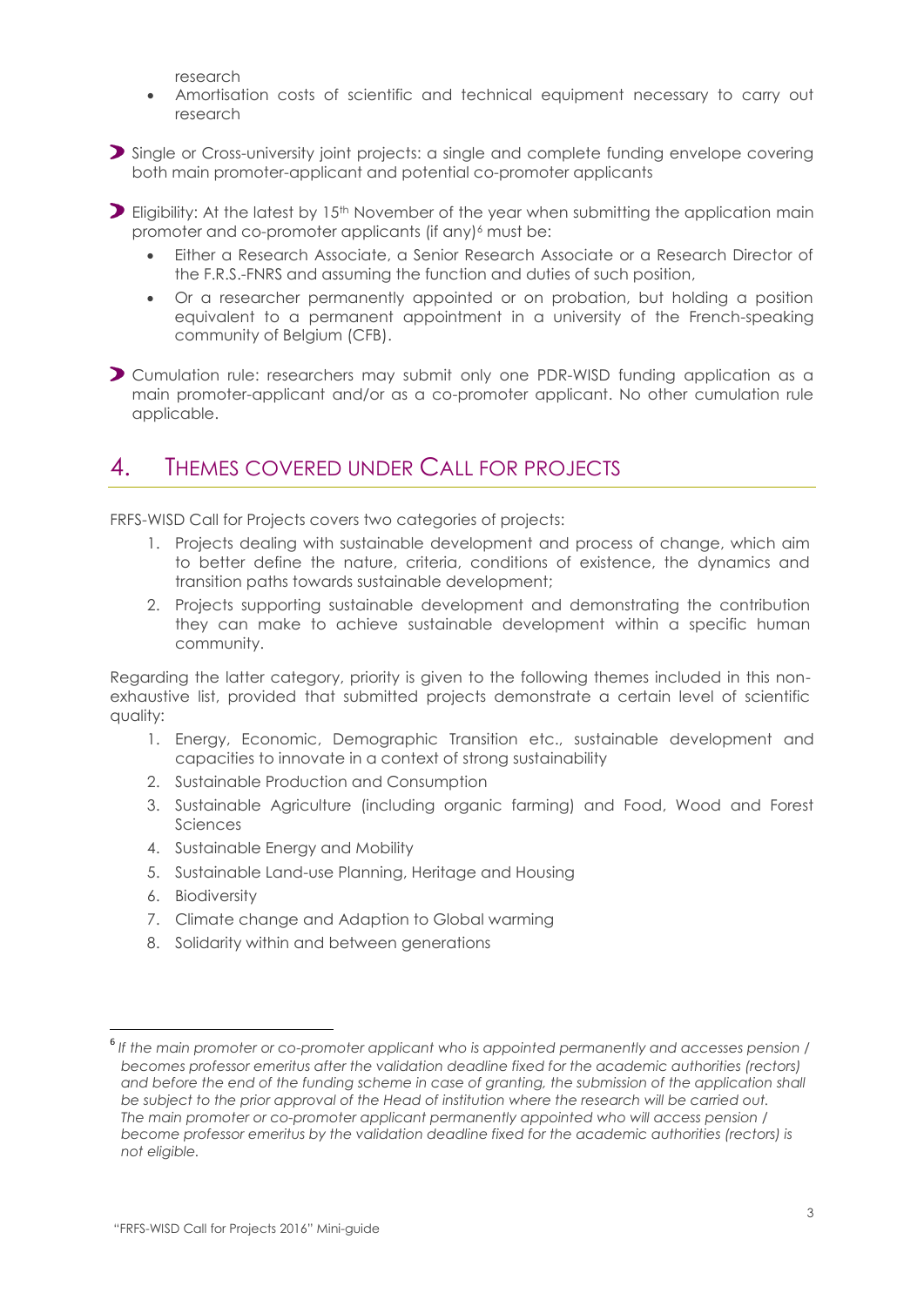research

- Amortisation costs of scientific and technical equipment necessary to carry out research

- Single or Cross-university joint projects: a single and complete funding envelope covering both main promoter-applicant and potential co-promoter applicants

- Eligibility: At the latest by 15th November of the year when submitting the application main promoter and co-promoter applicants (if any)[6] must be:
  - Either a Research Associate, a Senior Research Associate or a Research Director of the F.R.S.-FNRS and assuming the function and duties of such position,
  - Or a researcher permanently appointed or on probation, but holding a position equivalent to a permanent appointment in a university of the French-speaking community of Belgium (CFB).

- Cumulation rule: researchers may submit only one PDR-WISD funding application as a main promoter-applicant and/or as a co-promoter applicant. No other cumulation rule applicable.

## 4. Themes covered under Call for projects

FRFS-WISD Call for Projects covers two categories of projects:

1. Projects dealing with sustainable development and process of change, which aim to better define the nature, criteria, conditions of existence, the dynamics and transition paths towards sustainable development;
2. Projects supporting sustainable development and demonstrating the contribution they can make to achieve sustainable development within a specific human community.

Regarding the latter category, priority is given to the following themes included in this non-exhaustive list, provided that submitted projects demonstrate a certain level of scientific quality:

1. Energy, Economic, Demographic Transition etc., sustainable development and capacities to innovate in a context of strong sustainability
2. Sustainable Production and Consumption
3. Sustainable Agriculture (including organic farming) and Food, Wood and Forest Sciences
4. Sustainable Energy and Mobility
5. Sustainable Land-use Planning, Heritage and Housing
6. Biodiversity
7. Climate change and Adaption to Global warming
8. Solidarity within and between generations

---

[6] *If the main promoter or co-promoter applicant who is appointed permanently and accesses pension / becomes professor emeritus after the validation deadline fixed for the academic authorities (rectors) and before the end of the funding scheme in case of granting, the submission of the application shall be subject to the prior approval of the Head of institution where the research will be carried out. The main promoter or co-promoter applicant permanently appointed who will access pension / become professor emeritus by the validation deadline fixed for the academic authorities (rectors) is not eligible.*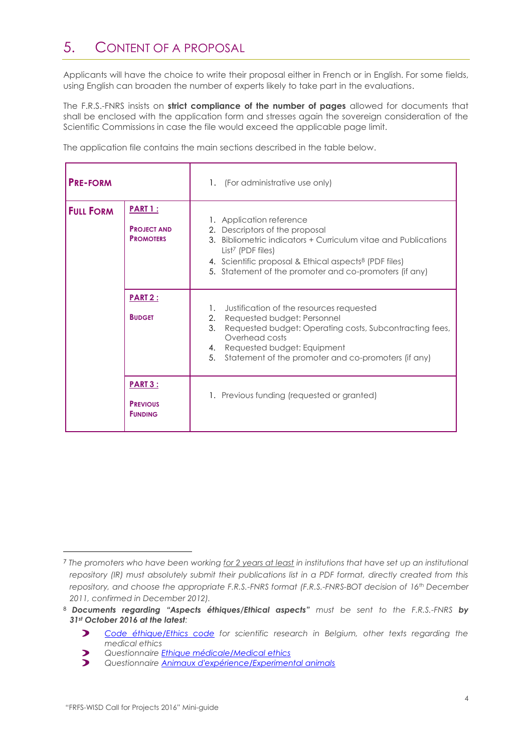## 5. CONTENT OF A PROPOSAL

Applicants will have the choice to write their proposal either in French or in English. For some fields, using English can broaden the number of experts likely to take part in the evaluations.

The F.R.S.-FNRS insists on **strict compliance of the number of pages** allowed for documents that shall be enclosed with the application form and stresses again the sovereign consideration of the Scientific Commissions in case the file would exceed the applicable page limit.

The application file contains the main sections described in the table below.

| | | |
|---|---|---|
| **PRE-FORM** | | 1. (For administrative use only) |
| **FULL FORM** | **PART 1 : PROJECT AND PROMOTERS** | 1. Application reference<br>2. Descriptors of the proposal<br>3. Bibliometric indicators + Curriculum vitae and Publications List[7] (PDF files)<br>4. Scientific proposal & Ethical aspects[8] (PDF files)<br>5. Statement of the promoter and co-promoters (if any) |
| | **PART 2 : BUDGET** | 1. Justification of the resources requested<br>2. Requested budget: Personnel<br>3. Requested budget: Operating costs, Subcontracting fees, Overhead costs<br>4. Requested budget: Equipment<br>5. Statement of the promoter and co-promoters (if any) |
| | **PART 3 : PREVIOUS FUNDING** | 1. Previous funding (requested or granted) |

[7] *The promoters who have been working for 2 years at least in institutions that have set up an institutional repository (IR) must absolutely submit their publications list in a PDF format, directly created from this repository, and choose the appropriate F.R.S.-FNRS format (F.R.S.-FNRS-BOT decision of 16th December 2011, confirmed in December 2012).*

[8] ***Documents regarding "Aspects éthiques/Ethical aspects"** must be sent to the F.R.S.-FNRS **by 31st October 2016 at the latest**:*

- *Code éthique/Ethics code for scientific research in Belgium, other texts regarding the medical ethics*
- *Questionnaire Ethique médicale/Medical ethics*
- *Questionnaire Animaux d'expérience/Experimental animals*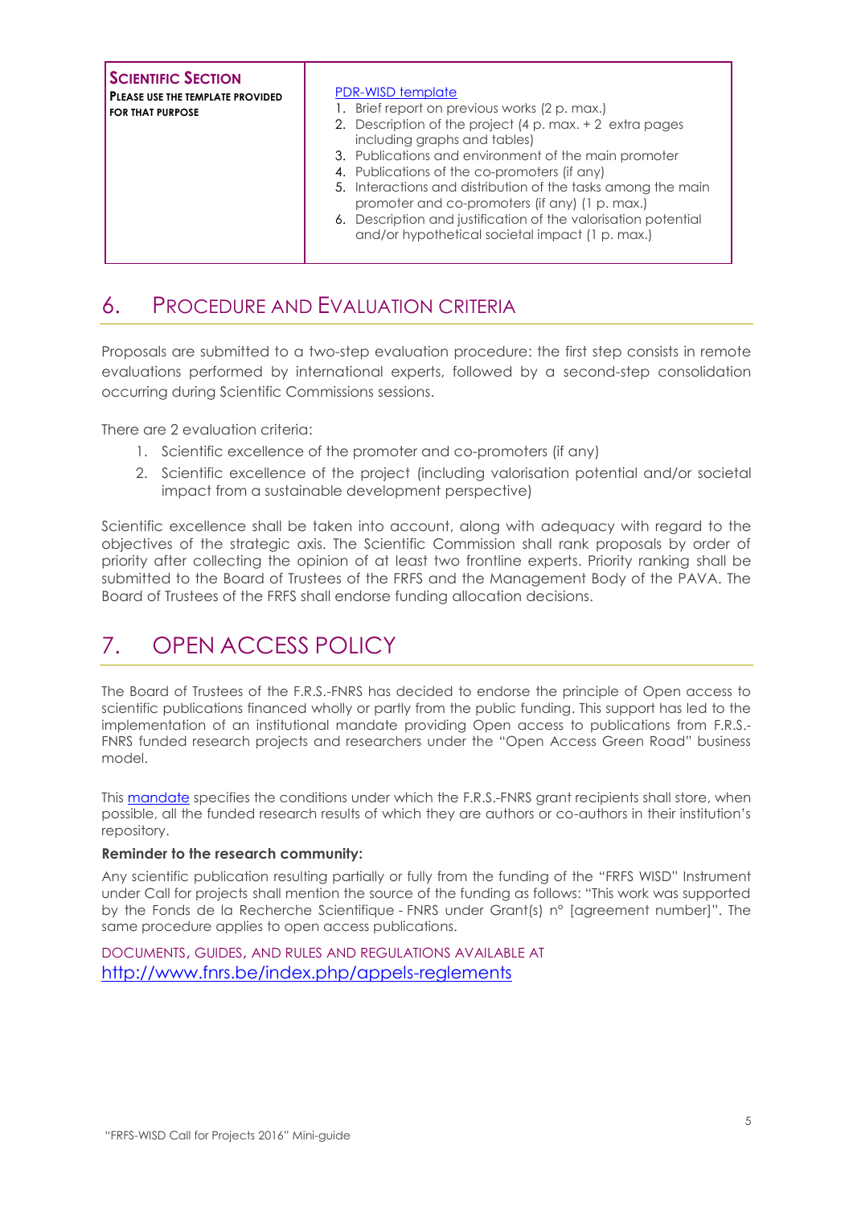| | |
|---|---|
| **SCIENTIFIC SECTION**<br>**PLEASE USE THE TEMPLATE PROVIDED FOR THAT PURPOSE** | PDR-WISD template<br>1. Brief report on previous works (2 p. max.)<br>2. Description of the project (4 p. max. + 2 extra pages including graphs and tables)<br>3. Publications and environment of the main promoter<br>4. Publications of the co-promoters (if any)<br>5. Interactions and distribution of the tasks among the main promoter and co-promoters (if any) (1 p. max.)<br>6. Description and justification of the valorisation potential and/or hypothetical societal impact (1 p. max.) |

## 6. PROCEDURE AND EVALUATION CRITERIA

Proposals are submitted to a two-step evaluation procedure: the first step consists in remote evaluations performed by international experts, followed by a second-step consolidation occurring during Scientific Commissions sessions.

There are 2 evaluation criteria:

1. Scientific excellence of the promoter and co-promoters (if any)
2. Scientific excellence of the project (including valorisation potential and/or societal impact from a sustainable development perspective)

Scientific excellence shall be taken into account, along with adequacy with regard to the objectives of the strategic axis. The Scientific Commission shall rank proposals by order of priority after collecting the opinion of at least two frontline experts. Priority ranking shall be submitted to the Board of Trustees of the FRFS and the Management Body of the PAVA. The Board of Trustees of the FRFS shall endorse funding allocation decisions.

## 7. OPEN ACCESS POLICY

The Board of Trustees of the F.R.S.-FNRS has decided to endorse the principle of Open access to scientific publications financed wholly or partly from the public funding. This support has led to the implementation of an institutional mandate providing Open access to publications from F.R.S.-FNRS funded research projects and researchers under the "Open Access Green Road" business model.

This mandate specifies the conditions under which the F.R.S.-FNRS grant recipients shall store, when possible, all the funded research results of which they are authors or co-authors in their institution's repository.

**Reminder to the research community:**

Any scientific publication resulting partially or fully from the funding of the "FRFS WISD" Instrument under Call for projects shall mention the source of the funding as follows: "This work was supported by the Fonds de la Recherche Scientifique - FNRS under Grant(s) n° [agreement number]". The same procedure applies to open access publications.

DOCUMENTS, GUIDES, AND RULES AND REGULATIONS AVAILABLE AT
http://www.fnrs.be/index.php/appels-reglements